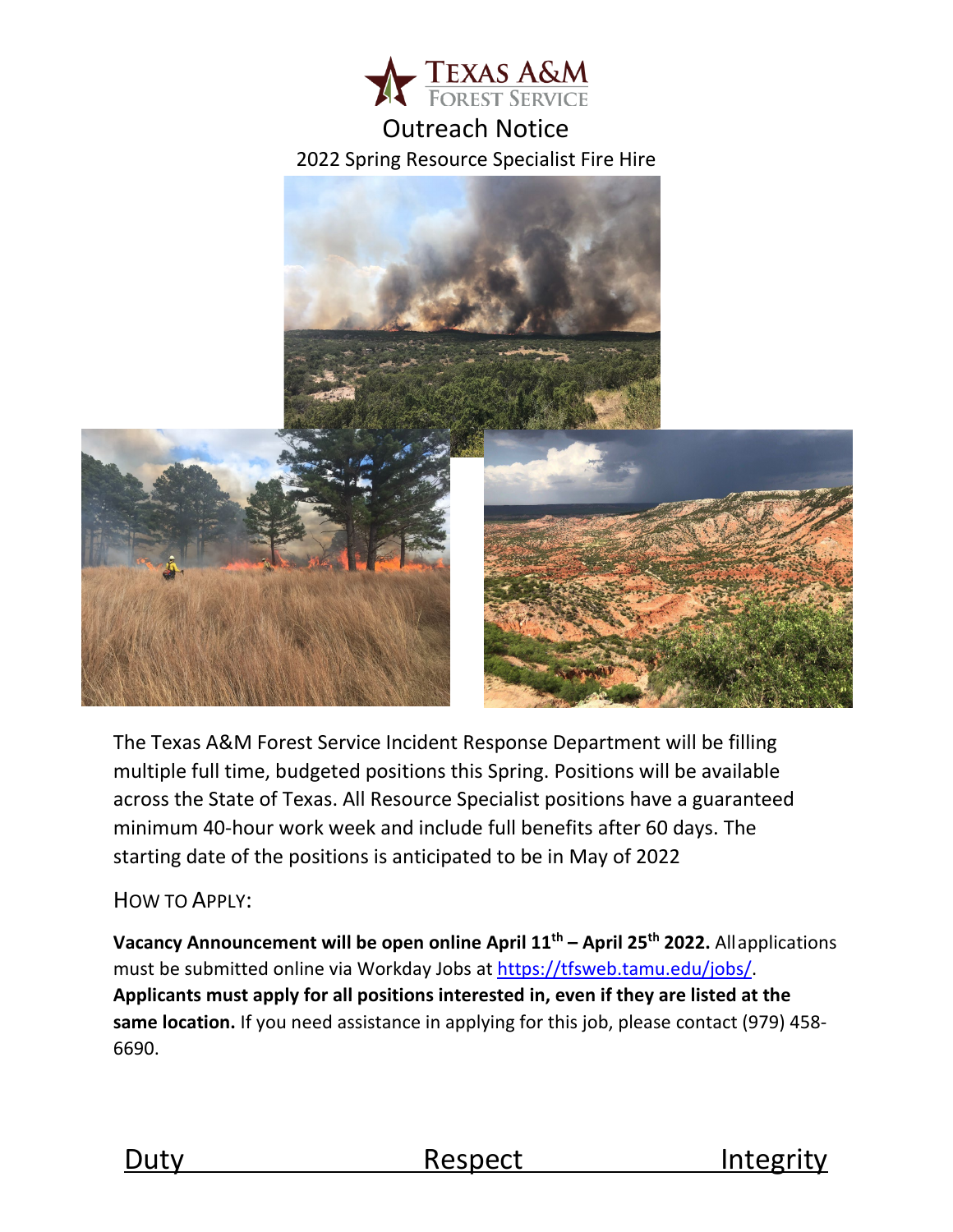# Outreach Notice

## 2022 Spring Resource Specialist Fire Hire

The Texas A&M Forest Service Incident Response Department will be filling multiple full time, budgeted positions this Spring. Positions will be available across the State of Texas. All Resource Specialist positions have a guaranteed minimum 40-hour work week and include full benefits after 60 days. The starting date of the positions is anticipated to be in May of 2022

### HOW TO APPLY:

**Vacancy Announcement will be open online April 11th – April 25th 2022.** All applications must be submitted online via Workday Jobs at https://tfsweb.tamu.edu/jobs/. **Applicants must apply for all positions interested in, even if they are listed at the same location.** If you need assistance in applying for this job, please contact (979) 458-6690.

Duty Respect Integrity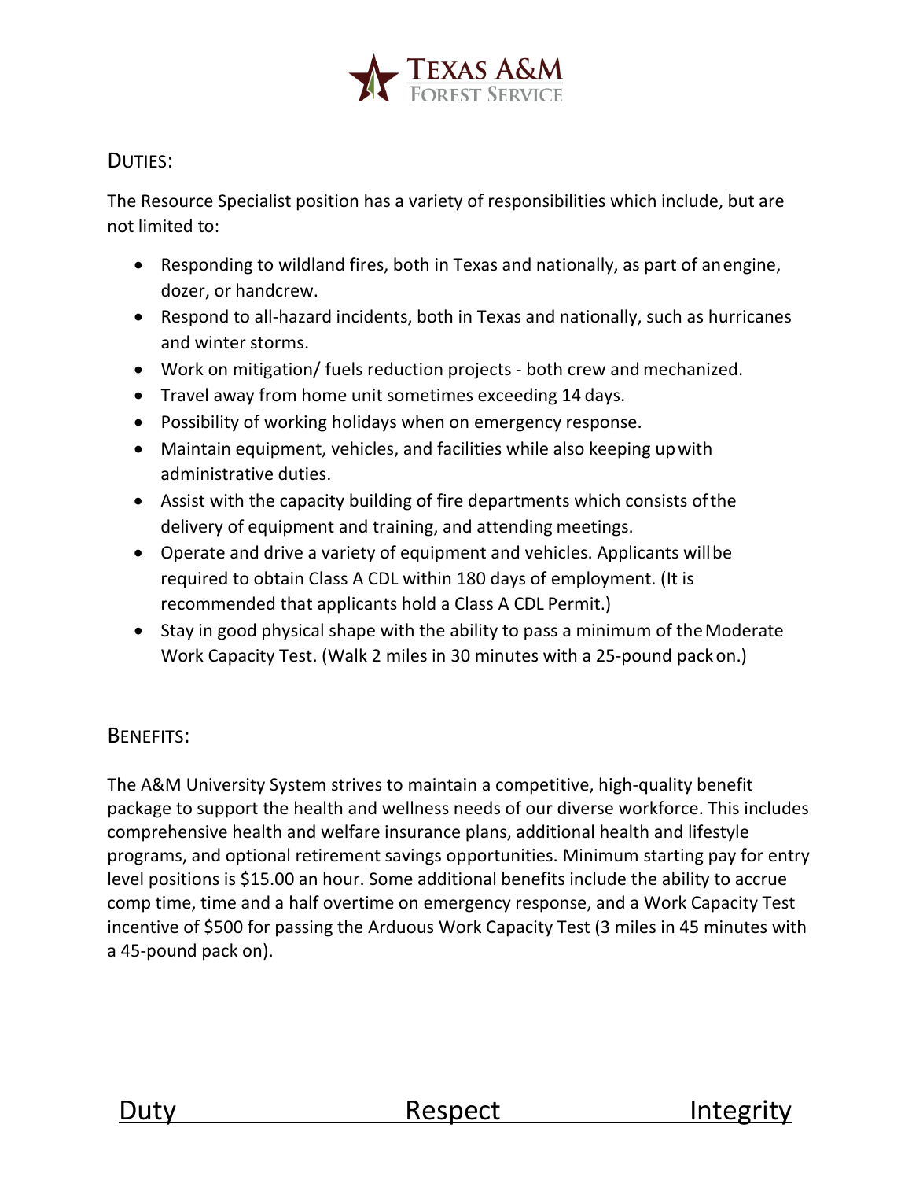## Duties:

The Resource Specialist position has a variety of responsibilities which include, but are not limited to:

- Responding to wildland fires, both in Texas and nationally, as part of an engine, dozer, or handcrew.
- Respond to all-hazard incidents, both in Texas and nationally, such as hurricanes and winter storms.
- Work on mitigation/ fuels reduction projects - both crew and mechanized.
- Travel away from home unit sometimes exceeding 14 days.
- Possibility of working holidays when on emergency response.
- Maintain equipment, vehicles, and facilities while also keeping up with administrative duties.
- Assist with the capacity building of fire departments which consists of the delivery of equipment and training, and attending meetings.
- Operate and drive a variety of equipment and vehicles. Applicants will be required to obtain Class A CDL within 180 days of employment. (It is recommended that applicants hold a Class A CDL Permit.)
- Stay in good physical shape with the ability to pass a minimum of the Moderate Work Capacity Test. (Walk 2 miles in 30 minutes with a 25-pound pack on.)

## Benefits:

The A&M University System strives to maintain a competitive, high-quality benefit package to support the health and wellness needs of our diverse workforce. This includes comprehensive health and welfare insurance plans, additional health and lifestyle programs, and optional retirement savings opportunities. Minimum starting pay for entry level positions is $15.00 an hour. Some additional benefits include the ability to accrue comp time, time and a half overtime on emergency response, and a Work Capacity Test incentive of $500 for passing the Arduous Work Capacity Test (3 miles in 45 minutes with a 45-pound pack on).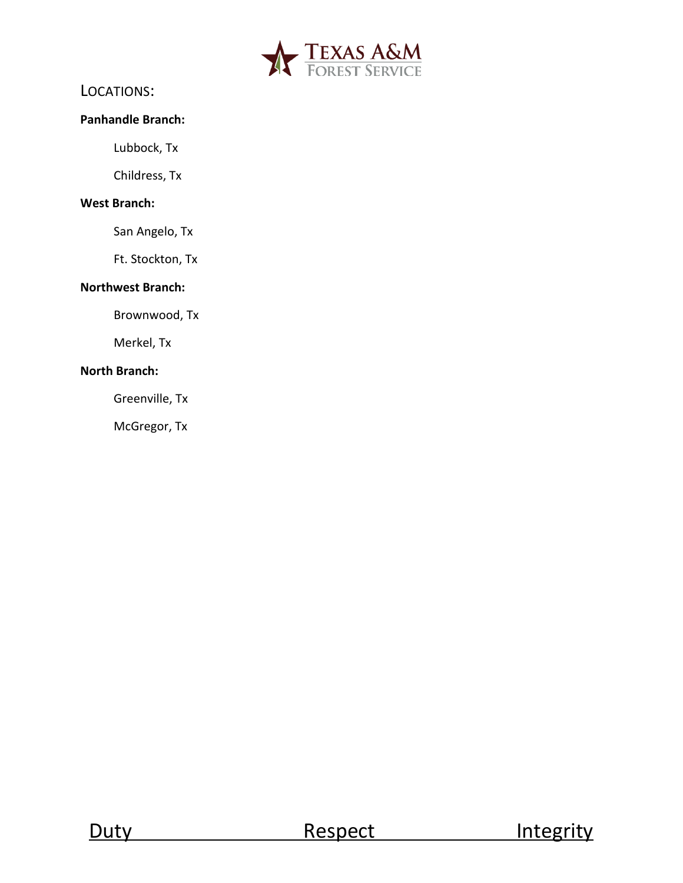Texas A&M Forest Service

## LOCATIONS:

**Panhandle Branch:**

Lubbock, Tx

Childress, Tx

**West Branch:**

San Angelo, Tx

Ft. Stockton, Tx

**Northwest Branch:**

Brownwood, Tx

Merkel, Tx

**North Branch:**

Greenville, Tx

McGregor, Tx

Duty Respect Integrity